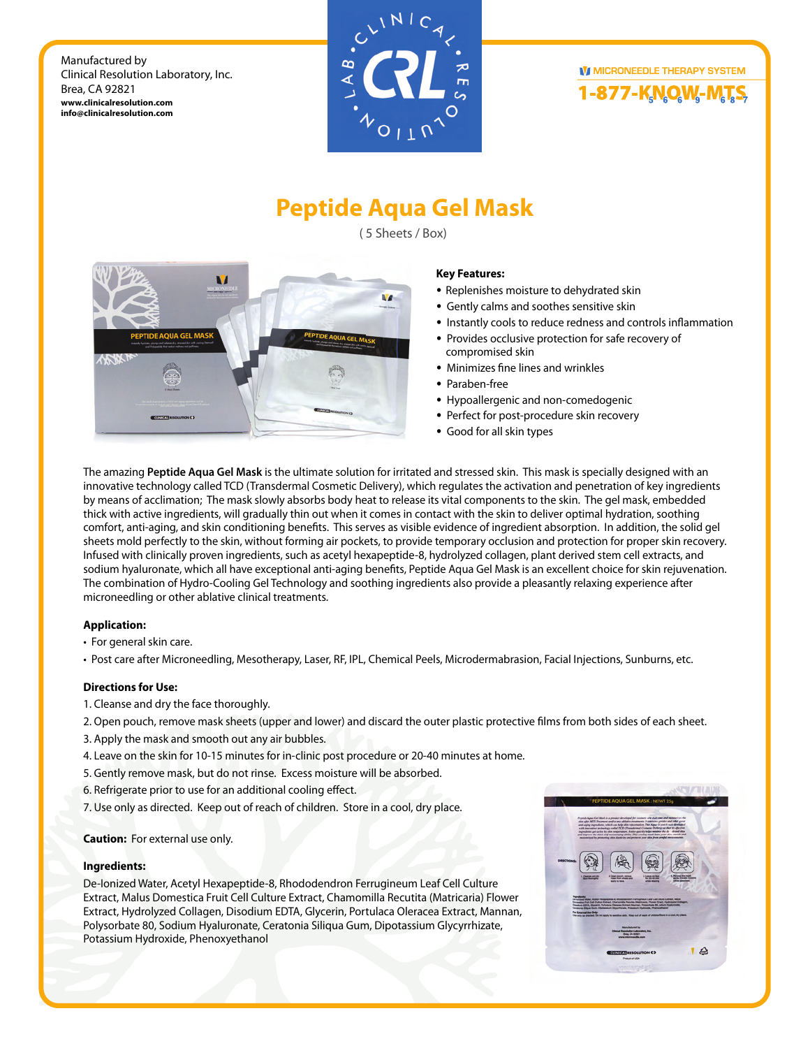Manufactured by
Clinical Resolution Laboratory, Inc.
Brea, CA 92821
**www.clinicalresolution.com**
**info@clinicalresolution.com**

MICRONEEDLE THERAPY SYSTEM
1-877-KNOW-MTS

# Peptide Aqua Gel Mask

( 5 Sheets / Box)

**Key Features:**

- Replenishes moisture to dehydrated skin
- Gently calms and soothes sensitive skin
- Instantly cools to reduce redness and controls inflammation
- Provides occlusive protection for safe recovery of compromised skin
- Minimizes fine lines and wrinkles
- Paraben-free
- Hypoallergenic and non-comedogenic
- Perfect for post-procedure skin recovery
- Good for all skin types

The amazing **Peptide Aqua Gel Mask** is the ultimate solution for irritated and stressed skin. This mask is specially designed with an innovative technology called TCD (Transdermal Cosmetic Delivery), which regulates the activation and penetration of key ingredients by means of acclimation; The mask slowly absorbs body heat to release its vital components to the skin. The gel mask, embedded thick with active ingredients, will gradually thin out when it comes in contact with the skin to deliver optimal hydration, soothing comfort, anti-aging, and skin conditioning benefits. This serves as visible evidence of ingredient absorption. In addition, the solid gel sheets mold perfectly to the skin, without forming air pockets, to provide temporary occlusion and protection for proper skin recovery. Infused with clinically proven ingredients, such as acetyl hexapeptide-8, hydrolyzed collagen, plant derived stem cell extracts, and sodium hyaluronate, which all have exceptional anti-aging benefits, Peptide Aqua Gel Mask is an excellent choice for skin rejuvenation. The combination of Hydro-Cooling Gel Technology and soothing ingredients also provide a pleasantly relaxing experience after microneedling or other ablative clinical treatments.

**Application:**

- For general skin care.
- Post care after Microneedling, Mesotherapy, Laser, RF, IPL, Chemical Peels, Microdermabrasion, Facial Injections, Sunburns, etc.

**Directions for Use:**

1. Cleanse and dry the face thoroughly.
2. Open pouch, remove mask sheets (upper and lower) and discard the outer plastic protective films from both sides of each sheet.
3. Apply the mask and smooth out any air bubbles.
4. Leave on the skin for 10-15 minutes for in-clinic post procedure or 20-40 minutes at home.
5. Gently remove mask, but do not rinse. Excess moisture will be absorbed.
6. Refrigerate prior to use for an additional cooling effect.
7. Use only as directed. Keep out of reach of children. Store in a cool, dry place.

**Caution:** For external use only.

**Ingredients:**

De-Ionized Water, Acetyl Hexapeptide-8, Rhododendron Ferrugineum Leaf Cell Culture Extract, Malus Domestica Fruit Cell Culture Extract, Chamomilla Recutita (Matricaria) Flower Extract, Hydrolyzed Collagen, Disodium EDTA, Glycerin, Portulaca Oleracea Extract, Mannan, Polysorbate 80, Sodium Hyaluronate, Ceratonia Siliqua Gum, Dipotassium Glycyrrhizate, Potassium Hydroxide, Phenoxyethanol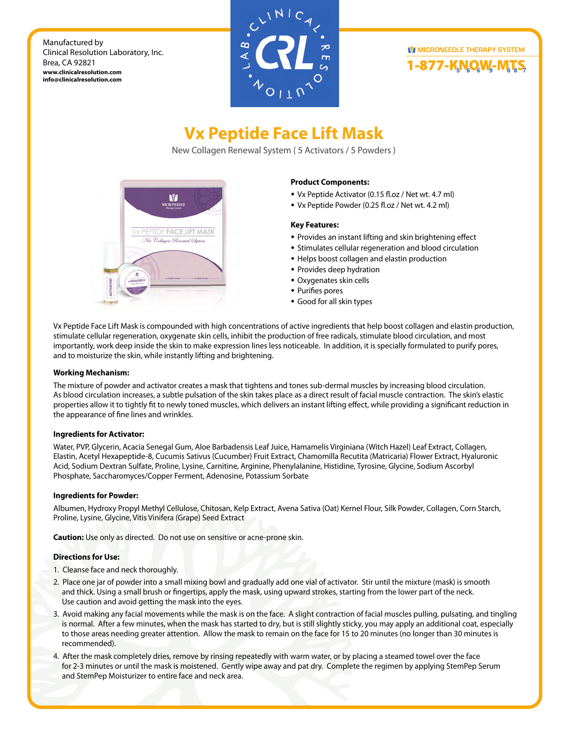Manufactured by
Clinical Resolution Laboratory, Inc.
Brea, CA 92821
**www.clinicalresolution.com**
**info@clinicalresolution.com**

CLINICAL RESOLUTION LAB. CRL

MICRONEEDLE THERAPY SYSTEM
1-877-KNOW-MTS

# Vx Peptide Face Lift Mask

New Collagen Renewal System ( 5 Activators / 5 Powders )

**Product Components:**

- Vx Peptide Activator (0.15 fl.oz / Net wt. 4.7 ml)
- Vx Peptide Powder (0.25 fl.oz / Net wt. 4.2 ml)

**Key Features:**

- Provides an instant lifting and skin brightening effect
- Stimulates cellular regeneration and blood circulation
- Helps boost collagen and elastin production
- Provides deep hydration
- Oxygenates skin cells
- Purifies pores
- Good for all skin types

Vx Peptide Face Lift Mask is compounded with high concentrations of active ingredients that help boost collagen and elastin production, stimulate cellular regeneration, oxygenate skin cells, inhibit the production of free radicals, stimulate blood circulation, and most importantly, work deep inside the skin to make expression lines less noticeable. In addition, it is specially formulated to purify pores, and to moisturize the skin, while instantly lifting and brightening.

**Working Mechanism:**

The mixture of powder and activator creates a mask that tightens and tones sub-dermal muscles by increasing blood circulation. As blood circulation increases, a subtle pulsation of the skin takes place as a direct result of facial muscle contraction. The skin's elastic properties allow it to tightly fit to newly toned muscles, which delivers an instant lifting effect, while providing a significant reduction in the appearance of fine lines and wrinkles.

**Ingredients for Activator:**

Water, PVP, Glycerin, Acacia Senegal Gum, Aloe Barbadensis Leaf Juice, Hamamelis Virginiana (Witch Hazel) Leaf Extract, Collagen, Elastin, Acetyl Hexapeptide-8, Cucumis Sativus (Cucumber) Fruit Extract, Chamomilla Recutita (Matricaria) Flower Extract, Hyaluronic Acid, Sodium Dextran Sulfate, Proline, Lysine, Carnitine, Arginine, Phenylalanine, Histidine, Tyrosine, Glycine, Sodium Ascorbyl Phosphate, Saccharomyces/Copper Ferment, Adenosine, Potassium Sorbate

**Ingredients for Powder:**

Albumen, Hydroxy Propyl Methyl Cellulose, Chitosan, Kelp Extract, Avena Sativa (Oat) Kernel Flour, Silk Powder, Collagen, Corn Starch, Proline, Lysine, Glycine, Vitis Vinifera (Grape) Seed Extract

**Caution:** Use only as directed. Do not use on sensitive or acne-prone skin.

**Directions for Use:**

1. Cleanse face and neck thoroughly.
2. Place one jar of powder into a small mixing bowl and gradually add one vial of activator. Stir until the mixture (mask) is smooth and thick. Using a small brush or fingertips, apply the mask, using upward strokes, starting from the lower part of the neck. Use caution and avoid getting the mask into the eyes.
3. Avoid making any facial movements while the mask is on the face. A slight contraction of facial muscles pulling, pulsating, and tingling is normal. After a few minutes, when the mask has started to dry, but is still slightly sticky, you may apply an additional coat, especially to those areas needing greater attention. Allow the mask to remain on the face for 15 to 20 minutes (no longer than 30 minutes is recommended).
4. After the mask completely dries, remove by rinsing repeatedly with warm water, or by placing a steamed towel over the face for 2-3 minutes or until the mask is moistened. Gently wipe away and pat dry. Complete the regimen by applying StemPep Serum and StemPep Moisturizer to entire face and neck area.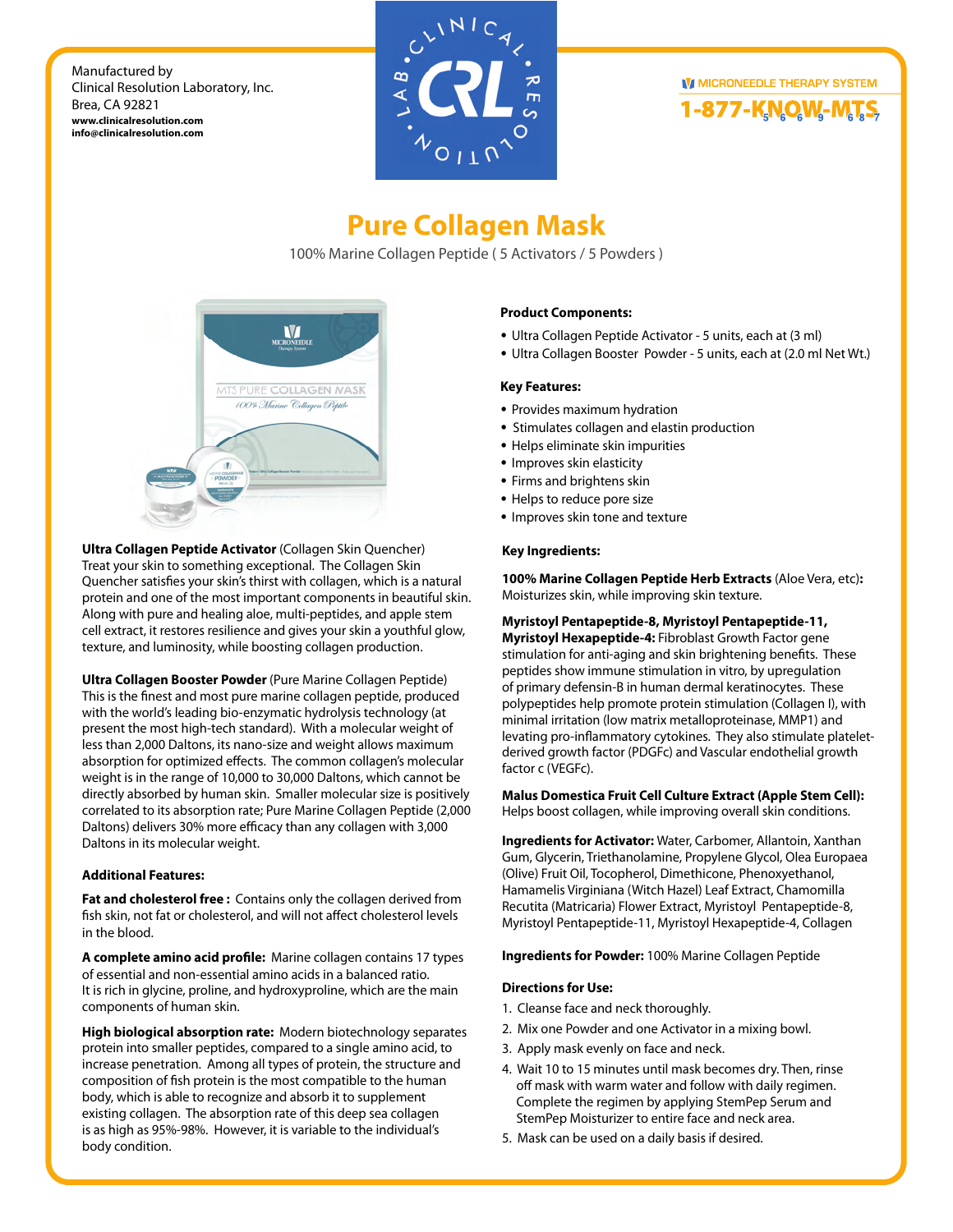Manufactured by
Clinical Resolution Laboratory, Inc.
Brea, CA 92821
**www.clinicalresolution.com**
**info@clinicalresolution.com**

MICRONEEDLE THERAPY SYSTEM
1-877-KNOW-MTS

# Pure Collagen Mask

100% Marine Collagen Peptide ( 5 Activators / 5 Powders )

**Ultra Collagen Peptide Activator** (Collagen Skin Quencher)
Treat your skin to something exceptional. The Collagen Skin Quencher satisfies your skin's thirst with collagen, which is a natural protein and one of the most important components in beautiful skin. Along with pure and healing aloe, multi-peptides, and apple stem cell extract, it restores resilience and gives your skin a youthful glow, texture, and luminosity, while boosting collagen production.

**Ultra Collagen Booster Powder** (Pure Marine Collagen Peptide)
This is the finest and most pure marine collagen peptide, produced with the world's leading bio-enzymatic hydrolysis technology (at present the most high-tech standard). With a molecular weight of less than 2,000 Daltons, its nano-size and weight allows maximum absorption for optimized effects. The common collagen's molecular weight is in the range of 10,000 to 30,000 Daltons, which cannot be directly absorbed by human skin. Smaller molecular size is positively correlated to its absorption rate; Pure Marine Collagen Peptide (2,000 Daltons) delivers 30% more efficacy than any collagen with 3,000 Daltons in its molecular weight.

**Additional Features:**

**Fat and cholesterol free :** Contains only the collagen derived from fish skin, not fat or cholesterol, and will not affect cholesterol levels in the blood.

**A complete amino acid profile:** Marine collagen contains 17 types of essential and non-essential amino acids in a balanced ratio. It is rich in glycine, proline, and hydroxyproline, which are the main components of human skin.

**High biological absorption rate:** Modern biotechnology separates protein into smaller peptides, compared to a single amino acid, to increase penetration. Among all types of protein, the structure and composition of fish protein is the most compatible to the human body, which is able to recognize and absorb it to supplement existing collagen. The absorption rate of this deep sea collagen is as high as 95%-98%. However, it is variable to the individual's body condition.

**Product Components:**

- Ultra Collagen Peptide Activator - 5 units, each at (3 ml)
- Ultra Collagen Booster Powder - 5 units, each at (2.0 ml Net Wt.)

**Key Features:**

- Provides maximum hydration
- Stimulates collagen and elastin production
- Helps eliminate skin impurities
- Improves skin elasticity
- Firms and brightens skin
- Helps to reduce pore size
- Improves skin tone and texture

**Key Ingredients:**

**100% Marine Collagen Peptide Herb Extracts** (Aloe Vera, etc)**:** Moisturizes skin, while improving skin texture.

**Myristoyl Pentapeptide-8, Myristoyl Pentapeptide-11, Myristoyl Hexapeptide-4:** Fibroblast Growth Factor gene stimulation for anti-aging and skin brightening benefits. These peptides show immune stimulation in vitro, by upregulation of primary defensin-B in human dermal keratinocytes. These polypeptides help promote protein stimulation (Collagen I), with minimal irritation (low matrix metalloproteinase, MMP1) and levating pro-inflammatory cytokines. They also stimulate platelet-derived growth factor (PDGFc) and Vascular endothelial growth factor c (VEGFc).

**Malus Domestica Fruit Cell Culture Extract (Apple Stem Cell):** Helps boost collagen, while improving overall skin conditions.

**Ingredients for Activator:** Water, Carbomer, Allantoin, Xanthan Gum, Glycerin, Triethanolamine, Propylene Glycol, Olea Europaea (Olive) Fruit Oil, Tocopherol, Dimethicone, Phenoxyethanol, Hamamelis Virginiana (Witch Hazel) Leaf Extract, Chamomilla Recutita (Matricaria) Flower Extract, Myristoyl Pentapeptide-8, Myristoyl Pentapeptide-11, Myristoyl Hexapeptide-4, Collagen

**Ingredients for Powder:** 100% Marine Collagen Peptide

**Directions for Use:**

1. Cleanse face and neck thoroughly.
2. Mix one Powder and one Activator in a mixing bowl.
3. Apply mask evenly on face and neck.
4. Wait 10 to 15 minutes until mask becomes dry. Then, rinse off mask with warm water and follow with daily regimen. Complete the regimen by applying StemPep Serum and StemPep Moisturizer to entire face and neck area.
5. Mask can be used on a daily basis if desired.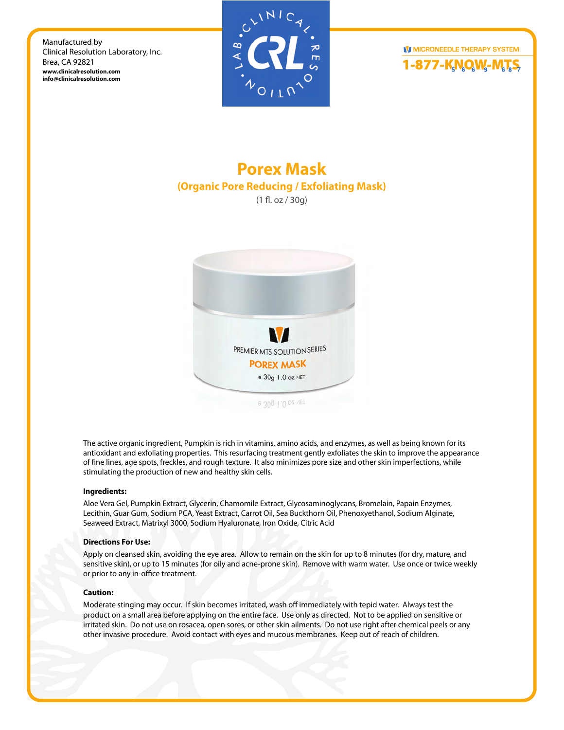Manufactured by
Clinical Resolution Laboratory, Inc.
Brea, CA 92821
www.clinicalresolution.com
info@clinicalresolution.com

MICRONEEDLE THERAPY SYSTEM
1-877-KNOW-MTS

# Porex Mask

## (Organic Pore Reducing / Exfoliating Mask)

(1 fl. oz / 30g)

The active organic ingredient, Pumpkin is rich in vitamins, amino acids, and enzymes, as well as being known for its antioxidant and exfoliating properties. This resurfacing treatment gently exfoliates the skin to improve the appearance of fine lines, age spots, freckles, and rough texture. It also minimizes pore size and other skin imperfections, while stimulating the production of new and healthy skin cells.

**Ingredients:**

Aloe Vera Gel, Pumpkin Extract, Glycerin, Chamomile Extract, Glycosaminoglycans, Bromelain, Papain Enzymes, Lecithin, Guar Gum, Sodium PCA, Yeast Extract, Carrot Oil, Sea Buckthorn Oil, Phenoxyethanol, Sodium Alginate, Seaweed Extract, Matrixyl 3000, Sodium Hyaluronate, Iron Oxide, Citric Acid

**Directions For Use:**

Apply on cleansed skin, avoiding the eye area. Allow to remain on the skin for up to 8 minutes (for dry, mature, and sensitive skin), or up to 15 minutes (for oily and acne-prone skin). Remove with warm water. Use once or twice weekly or prior to any in-office treatment.

**Caution:**

Moderate stinging may occur. If skin becomes irritated, wash off immediately with tepid water. Always test the product on a small area before applying on the entire face. Use only as directed. Not to be applied on sensitive or irritated skin. Do not use on rosacea, open sores, or other skin ailments. Do not use right after chemical peels or any other invasive procedure. Avoid contact with eyes and mucous membranes. Keep out of reach of children.